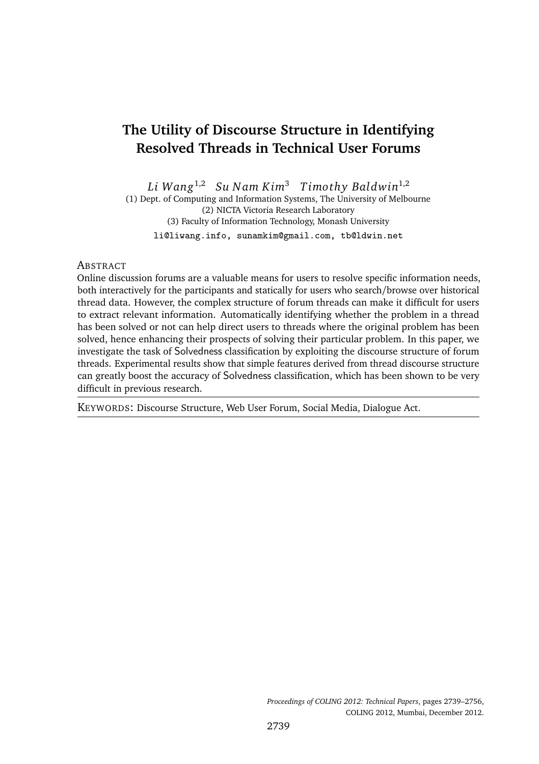# The Utility of Discourse Structure in Identifying Resolved Threads in Technical User Forums

*Li Wang*[1,2] *Su Nam Kim*[3] *Timothy Baldwin*[1,2]

(1) Dept. of Computing and Information Systems, The University of Melbourne
(2) NICTA Victoria Research Laboratory
(3) Faculty of Information Technology, Monash University

li@liwang.info, sunamkim@gmail.com, tb@ldwin.net

## Abstract

Online discussion forums are a valuable means for users to resolve specific information needs, both interactively for the participants and statically for users who search/browse over historical thread data. However, the complex structure of forum threads can make it difficult for users to extract relevant information. Automatically identifying whether the problem in a thread has been solved or not can help direct users to threads where the original problem has been solved, hence enhancing their prospects of solving their particular problem. In this paper, we investigate the task of Solvedness classification by exploiting the discourse structure of forum threads. Experimental results show that simple features derived from thread discourse structure can greatly boost the accuracy of Solvedness classification, which has been shown to be very difficult in previous research.

Keywords: Discourse Structure, Web User Forum, Social Media, Dialogue Act.

*Proceedings of COLING 2012: Technical Papers*, pages 2739–2756, COLING 2012, Mumbai, December 2012.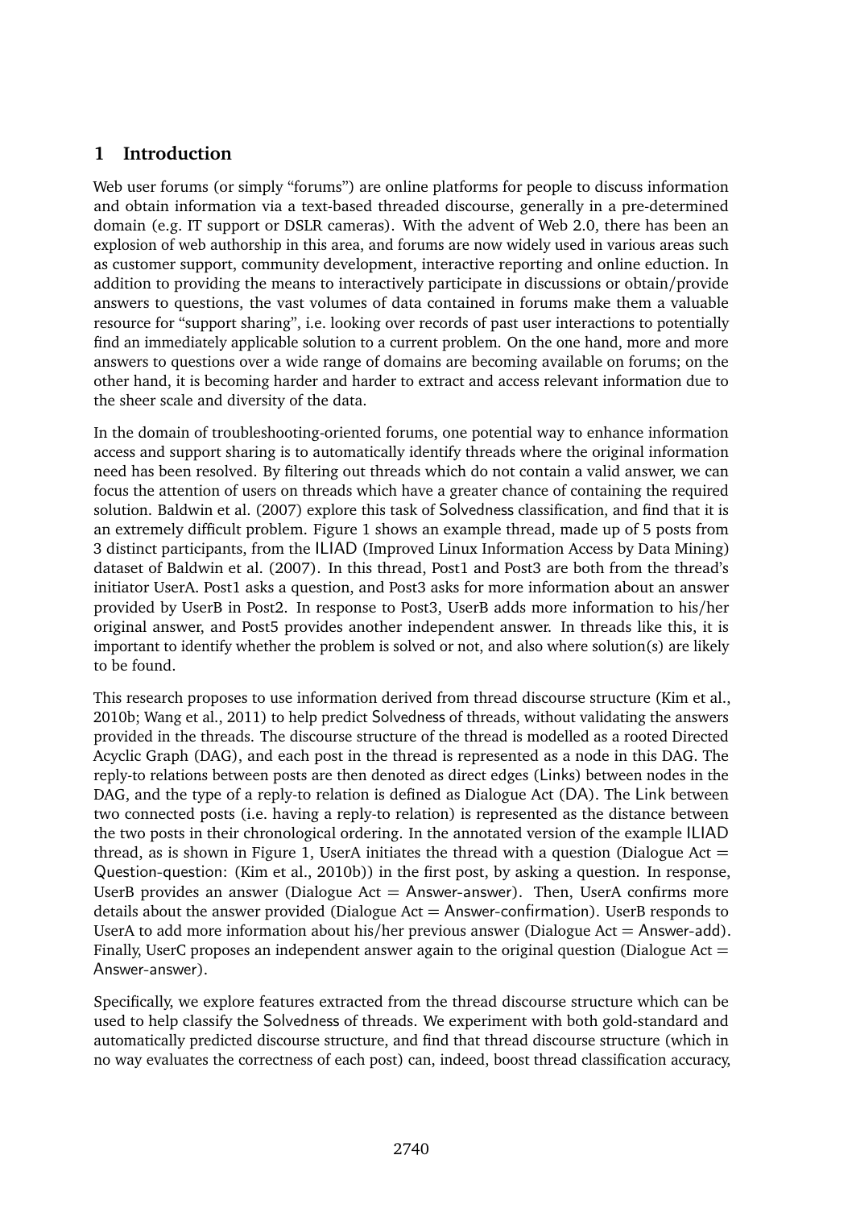## 1 Introduction

Web user forums (or simply "forums") are online platforms for people to discuss information and obtain information via a text-based threaded discourse, generally in a pre-determined domain (e.g. IT support or DSLR cameras). With the advent of Web 2.0, there has been an explosion of web authorship in this area, and forums are now widely used in various areas such as customer support, community development, interactive reporting and online eduction. In addition to providing the means to interactively participate in discussions or obtain/provide answers to questions, the vast volumes of data contained in forums make them a valuable resource for "support sharing", i.e. looking over records of past user interactions to potentially find an immediately applicable solution to a current problem. On the one hand, more and more answers to questions over a wide range of domains are becoming available on forums; on the other hand, it is becoming harder and harder to extract and access relevant information due to the sheer scale and diversity of the data.

In the domain of troubleshooting-oriented forums, one potential way to enhance information access and support sharing is to automatically identify threads where the original information need has been resolved. By filtering out threads which do not contain a valid answer, we can focus the attention of users on threads which have a greater chance of containing the required solution. Baldwin et al. (2007) explore this task of Solvedness classification, and find that it is an extremely difficult problem. Figure 1 shows an example thread, made up of 5 posts from 3 distinct participants, from the ILIAD (Improved Linux Information Access by Data Mining) dataset of Baldwin et al. (2007). In this thread, Post1 and Post3 are both from the thread's initiator UserA. Post1 asks a question, and Post3 asks for more information about an answer provided by UserB in Post2. In response to Post3, UserB adds more information to his/her original answer, and Post5 provides another independent answer. In threads like this, it is important to identify whether the problem is solved or not, and also where solution(s) are likely to be found.

This research proposes to use information derived from thread discourse structure (Kim et al., 2010b; Wang et al., 2011) to help predict Solvedness of threads, without validating the answers provided in the threads. The discourse structure of the thread is modelled as a rooted Directed Acyclic Graph (DAG), and each post in the thread is represented as a node in this DAG. The reply-to relations between posts are then denoted as direct edges (Links) between nodes in the DAG, and the type of a reply-to relation is defined as Dialogue Act (DA). The Link between two connected posts (i.e. having a reply-to relation) is represented as the distance between the two posts in their chronological ordering. In the annotated version of the example ILIAD thread, as is shown in Figure 1, UserA initiates the thread with a question (Dialogue Act = Question-question: (Kim et al., 2010b)) in the first post, by asking a question. In response, UserB provides an answer (Dialogue Act = Answer-answer). Then, UserA confirms more details about the answer provided (Dialogue Act = Answer-confirmation). UserB responds to UserA to add more information about his/her previous answer (Dialogue Act = Answer-add). Finally, UserC proposes an independent answer again to the original question (Dialogue Act = Answer-answer).

Specifically, we explore features extracted from the thread discourse structure which can be used to help classify the Solvedness of threads. We experiment with both gold-standard and automatically predicted discourse structure, and find that thread discourse structure (which in no way evaluates the correctness of each post) can, indeed, boost thread classification accuracy,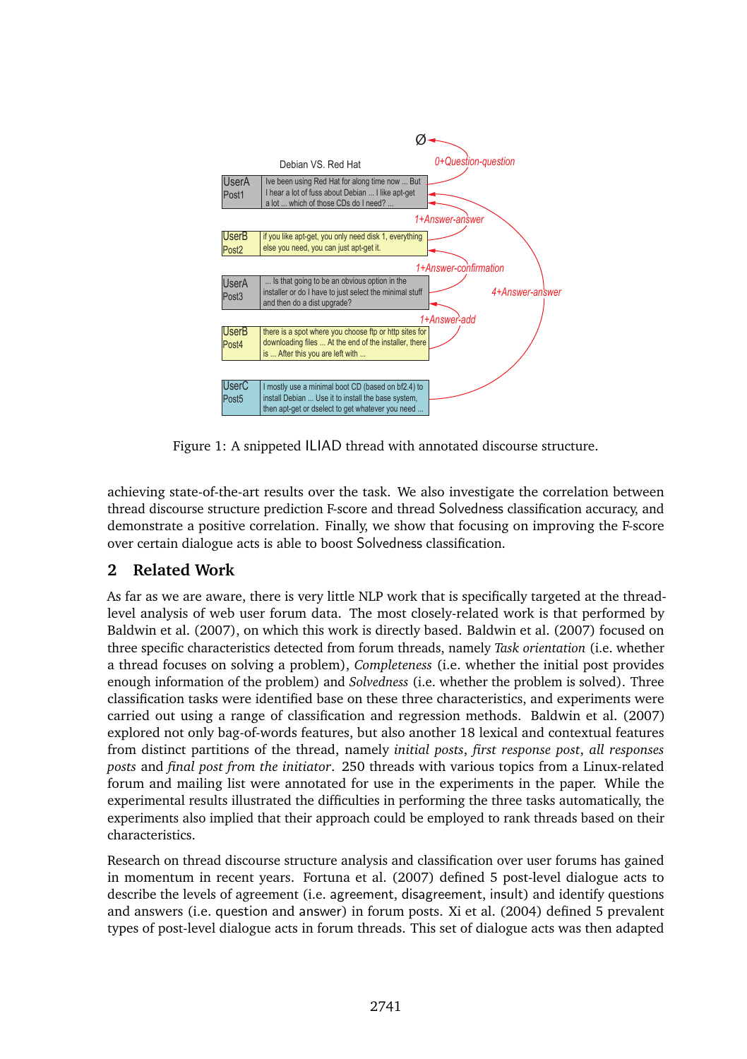Figure 1: A snippeted ILIAD thread with annotated discourse structure.

achieving state-of-the-art results over the task. We also investigate the correlation between thread discourse structure prediction F-score and thread Solvedness classification accuracy, and demonstrate a positive correlation. Finally, we show that focusing on improving the F-score over certain dialogue acts is able to boost Solvedness classification.

## 2 Related Work

As far as we are aware, there is very little NLP work that is specifically targeted at the thread-level analysis of web user forum data. The most closely-related work is that performed by Baldwin et al. (2007), on which this work is directly based. Baldwin et al. (2007) focused on three specific characteristics detected from forum threads, namely *Task orientation* (i.e. whether a thread focuses on solving a problem), *Completeness* (i.e. whether the initial post provides enough information of the problem) and *Solvedness* (i.e. whether the problem is solved). Three classification tasks were identified base on these three characteristics, and experiments were carried out using a range of classification and regression methods. Baldwin et al. (2007) explored not only bag-of-words features, but also another 18 lexical and contextual features from distinct partitions of the thread, namely *initial posts*, *first response post*, *all responses posts* and *final post from the initiator*. 250 threads with various topics from a Linux-related forum and mailing list were annotated for use in the experiments in the paper. While the experimental results illustrated the difficulties in performing the three tasks automatically, the experiments also implied that their approach could be employed to rank threads based on their characteristics.

Research on thread discourse structure analysis and classification over user forums has gained in momentum in recent years. Fortuna et al. (2007) defined 5 post-level dialogue acts to describe the levels of agreement (i.e. agreement, disagreement, insult) and identify questions and answers (i.e. question and answer) in forum posts. Xi et al. (2004) defined 5 prevalent types of post-level dialogue acts in forum threads. This set of dialogue acts was then adapted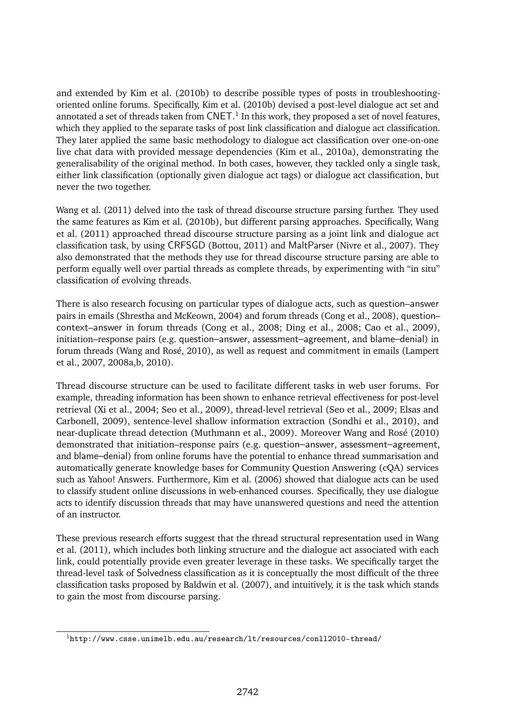and extended by Kim et al. (2010b) to describe possible types of posts in troubleshooting-oriented online forums. Specifically, Kim et al. (2010b) devised a post-level dialogue act set and annotated a set of threads taken from CNET.[1] In this work, they proposed a set of novel features, which they applied to the separate tasks of post link classification and dialogue act classification. They later applied the same basic methodology to dialogue act classification over one-on-one live chat data with provided message dependencies (Kim et al., 2010a), demonstrating the generalisability of the original method. In both cases, however, they tackled only a single task, either link classification (optionally given dialogue act tags) or dialogue act classification, but never the two together.

Wang et al. (2011) delved into the task of thread discourse structure parsing further. They used the same features as Kim et al. (2010b), but different parsing approaches. Specifically, Wang et al. (2011) approached thread discourse structure parsing as a joint link and dialogue act classification task, by using CRFSGD (Bottou, 2011) and MaltParser (Nivre et al., 2007). They also demonstrated that the methods they use for thread discourse structure parsing are able to perform equally well over partial threads as complete threads, by experimenting with "in situ" classification of evolving threads.

There is also research focusing on particular types of dialogue acts, such as question–answer pairs in emails (Shrestha and McKeown, 2004) and forum threads (Cong et al., 2008), question–context–answer in forum threads (Cong et al., 2008; Ding et al., 2008; Cao et al., 2009), initiation–response pairs (e.g. question–answer, assessment–agreement, and blame–denial) in forum threads (Wang and Rosé, 2010), as well as request and commitment in emails (Lampert et al., 2007, 2008a,b, 2010).

Thread discourse structure can be used to facilitate different tasks in web user forums. For example, threading information has been shown to enhance retrieval effectiveness for post-level retrieval (Xi et al., 2004; Seo et al., 2009), thread-level retrieval (Seo et al., 2009; Elsas and Carbonell, 2009), sentence-level shallow information extraction (Sondhi et al., 2010), and near-duplicate thread detection (Muthmann et al., 2009). Moreover Wang and Rosé (2010) demonstrated that initiation–response pairs (e.g. question–answer, assessment–agreement, and blame–denial) from online forums have the potential to enhance thread summarisation and automatically generate knowledge bases for Community Question Answering (cQA) services such as Yahoo! Answers. Furthermore, Kim et al. (2006) showed that dialogue acts can be used to classify student online discussions in web-enhanced courses. Specifically, they use dialogue acts to identify discussion threads that may have unanswered questions and need the attention of an instructor.

These previous research efforts suggest that the thread structural representation used in Wang et al. (2011), which includes both linking structure and the dialogue act associated with each link, could potentially provide even greater leverage in these tasks. We specifically target the thread-level task of Solvedness classification as it is conceptually the most difficult of the three classification tasks proposed by Baldwin et al. (2007), and intuitively, it is the task which stands to gain the most from discourse parsing.

[1] http://www.csse.unimelb.edu.au/research/lt/resources/conll2010-thread/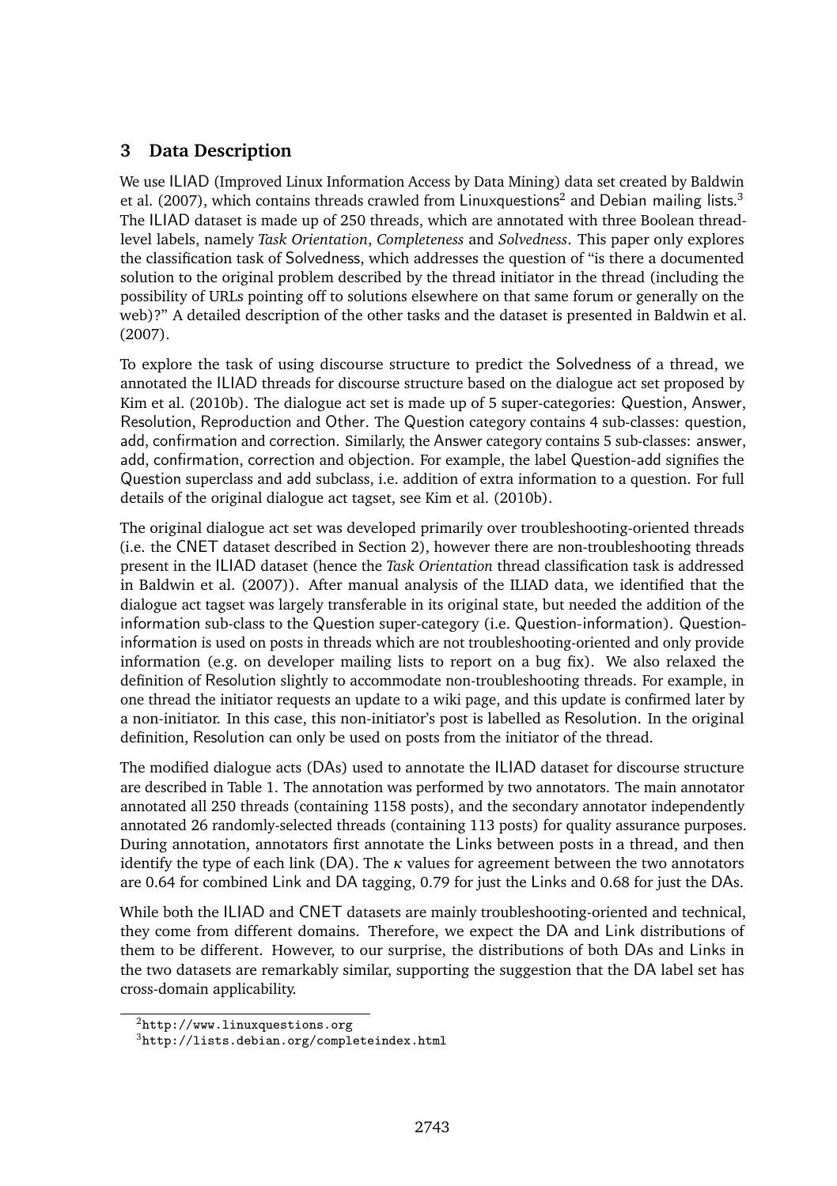## 3 Data Description

We use ILIAD (Improved Linux Information Access by Data Mining) data set created by Baldwin et al. (2007), which contains threads crawled from Linuxquestions[2] and Debian mailing lists.[3] The ILIAD dataset is made up of 250 threads, which are annotated with three Boolean thread-level labels, namely *Task Orientation*, *Completeness* and *Solvedness*. This paper only explores the classification task of Solvedness, which addresses the question of "is there a documented solution to the original problem described by the thread initiator in the thread (including the possibility of URLs pointing off to solutions elsewhere on that same forum or generally on the web)?" A detailed description of the other tasks and the dataset is presented in Baldwin et al. (2007).

To explore the task of using discourse structure to predict the Solvedness of a thread, we annotated the ILIAD threads for discourse structure based on the dialogue act set proposed by Kim et al. (2010b). The dialogue act set is made up of 5 super-categories: Question, Answer, Resolution, Reproduction and Other. The Question category contains 4 sub-classes: question, add, confirmation and correction. Similarly, the Answer category contains 5 sub-classes: answer, add, confirmation, correction and objection. For example, the label Question-add signifies the Question superclass and add subclass, i.e. addition of extra information to a question. For full details of the original dialogue act tagset, see Kim et al. (2010b).

The original dialogue act set was developed primarily over troubleshooting-oriented threads (i.e. the CNET dataset described in Section 2), however there are non-troubleshooting threads present in the ILIAD dataset (hence the *Task Orientation* thread classification task is addressed in Baldwin et al. (2007)). After manual analysis of the ILIAD data, we identified that the dialogue act tagset was largely transferable in its original state, but needed the addition of the information sub-class to the Question super-category (i.e. Question-information). Question-information is used on posts in threads which are not troubleshooting-oriented and only provide information (e.g. on developer mailing lists to report on a bug fix). We also relaxed the definition of Resolution slightly to accommodate non-troubleshooting threads. For example, in one thread the initiator requests an update to a wiki page, and this update is confirmed later by a non-initiator. In this case, this non-initiator's post is labelled as Resolution. In the original definition, Resolution can only be used on posts from the initiator of the thread.

The modified dialogue acts (DAs) used to annotate the ILIAD dataset for discourse structure are described in Table 1. The annotation was performed by two annotators. The main annotator annotated all 250 threads (containing 1158 posts), and the secondary annotator independently annotated 26 randomly-selected threads (containing 113 posts) for quality assurance purposes. During annotation, annotators first annotate the Links between posts in a thread, and then identify the type of each link (DA). The $\kappa$ values for agreement between the two annotators are 0.64 for combined Link and DA tagging, 0.79 for just the Links and 0.68 for just the DAs.

While both the ILIAD and CNET datasets are mainly troubleshooting-oriented and technical, they come from different domains. Therefore, we expect the DA and Link distributions of them to be different. However, to our surprise, the distributions of both DAs and Links in the two datasets are remarkably similar, supporting the suggestion that the DA label set has cross-domain applicability.

[2] http://www.linuxquestions.org

[3] http://lists.debian.org/completeindex.html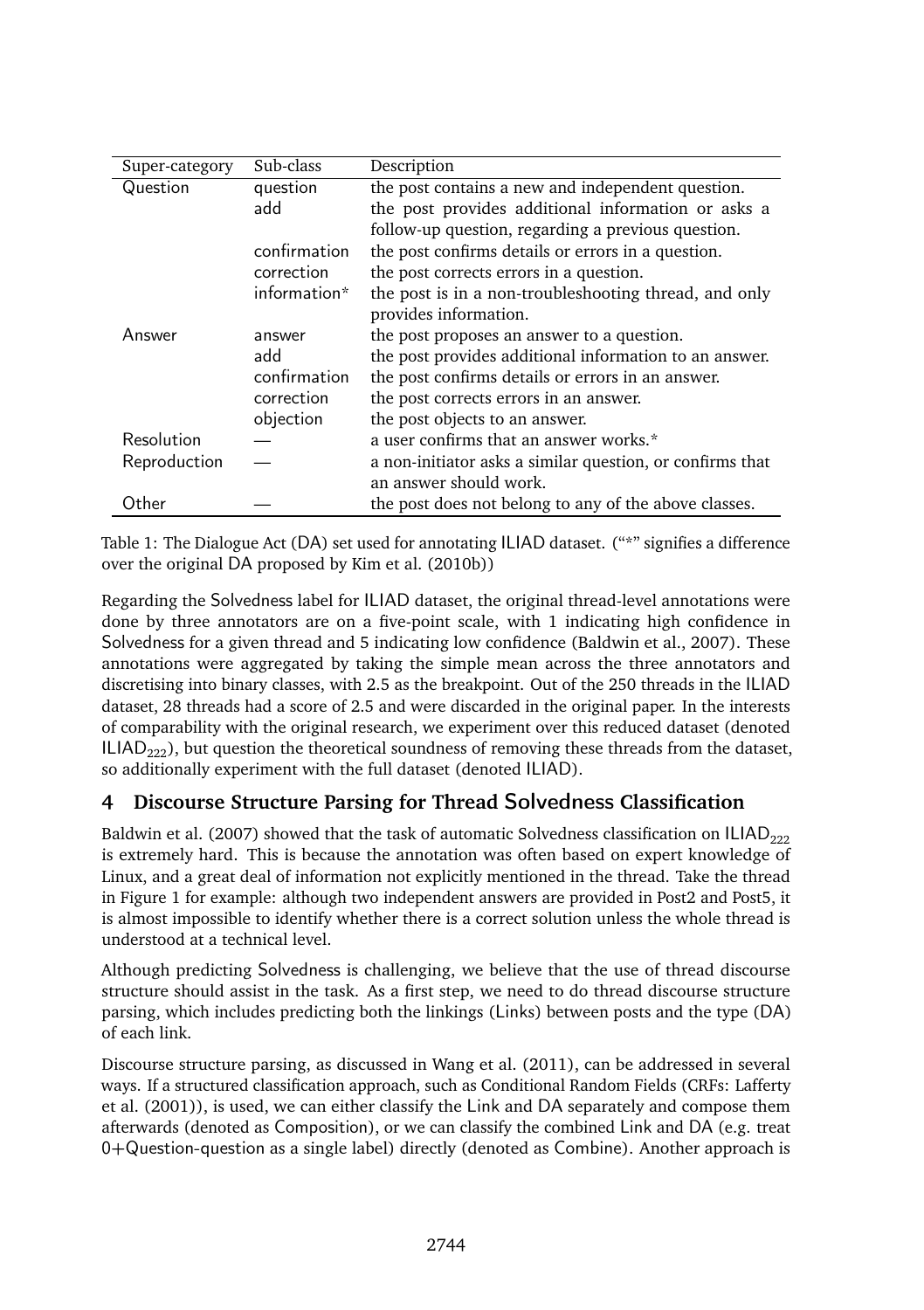| Super-category | Sub-class | Description |
|---|---|---|
| Question | question | the post contains a new and independent question. |
| | add | the post provides additional information or asks a follow-up question, regarding a previous question. |
| | confirmation | the post confirms details or errors in a question. |
| | correction | the post corrects errors in a question. |
| | information* | the post is in a non-troubleshooting thread, and only provides information. |
| Answer | answer | the post proposes an answer to a question. |
| | add | the post provides additional information to an answer. |
| | confirmation | the post confirms details or errors in an answer. |
| | correction | the post corrects errors in an answer. |
| | objection | the post objects to an answer. |
| Resolution | — | a user confirms that an answer works.* |
| Reproduction | — | a non-initiator asks a similar question, or confirms that an answer should work. |
| Other | — | the post does not belong to any of the above classes. |

Table 1: The Dialogue Act (DA) set used for annotating ILIAD dataset. ("*" signifies a difference over the original DA proposed by Kim et al. (2010b))

Regarding the Solvedness label for ILIAD dataset, the original thread-level annotations were done by three annotators are on a five-point scale, with 1 indicating high confidence in Solvedness for a given thread and 5 indicating low confidence (Baldwin et al., 2007). These annotations were aggregated by taking the simple mean across the three annotators and discretising into binary classes, with 2.5 as the breakpoint. Out of the 250 threads in the ILIAD dataset, 28 threads had a score of 2.5 and were discarded in the original paper. In the interests of comparability with the original research, we experiment over this reduced dataset (denoted $\text{ILIAD}_{222}$), but question the theoretical soundness of removing these threads from the dataset, so additionally experiment with the full dataset (denoted ILIAD).

## 4 Discourse Structure Parsing for Thread Solvedness Classification

Baldwin et al. (2007) showed that the task of automatic Solvedness classification on $\text{ILIAD}_{222}$ is extremely hard. This is because the annotation was often based on expert knowledge of Linux, and a great deal of information not explicitly mentioned in the thread. Take the thread in Figure 1 for example: although two independent answers are provided in Post2 and Post5, it is almost impossible to identify whether there is a correct solution unless the whole thread is understood at a technical level.

Although predicting Solvedness is challenging, we believe that the use of thread discourse structure should assist in the task. As a first step, we need to do thread discourse structure parsing, which includes predicting both the linkings (Links) between posts and the type (DA) of each link.

Discourse structure parsing, as discussed in Wang et al. (2011), can be addressed in several ways. If a structured classification approach, such as Conditional Random Fields (CRFs: Lafferty et al. (2001)), is used, we can either classify the Link and DA separately and compose them afterwards (denoted as Composition), or we can classify the combined Link and DA (e.g. treat 0+Question-question as a single label) directly (denoted as Combine). Another approach is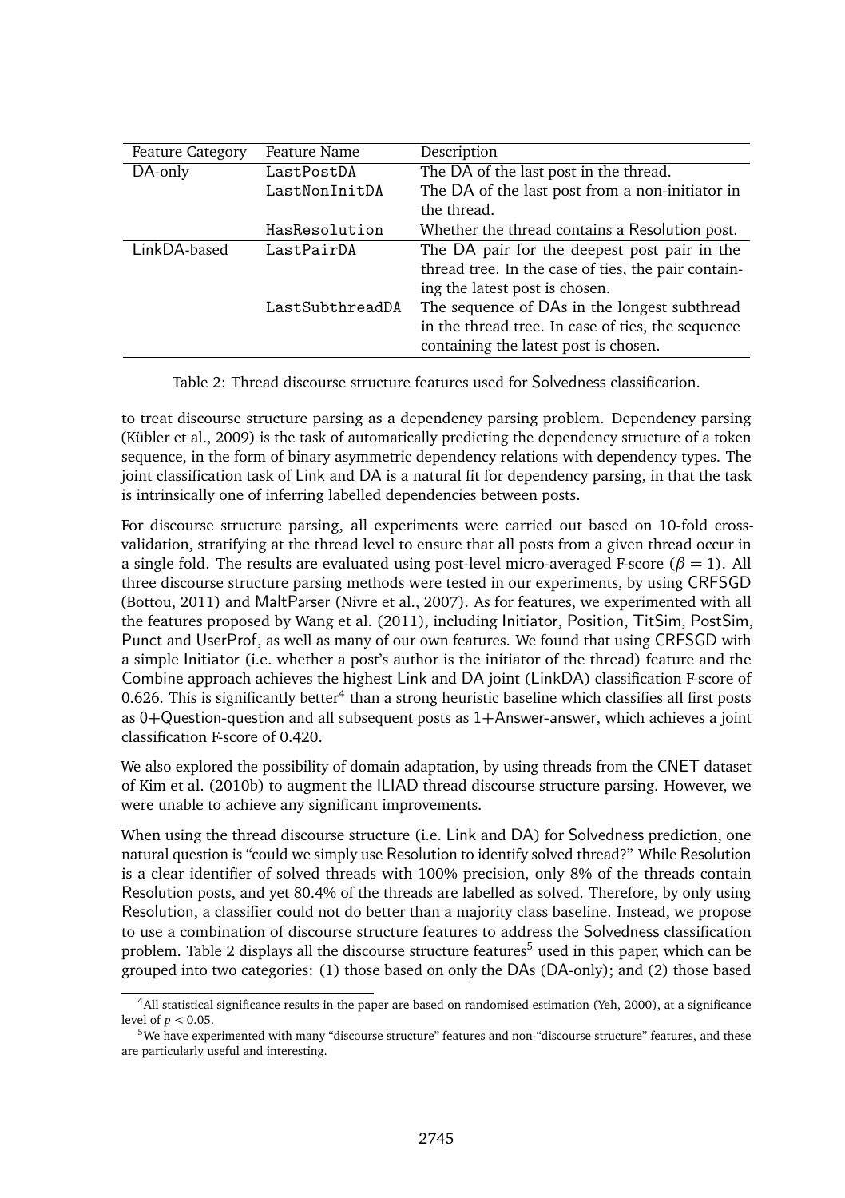| Feature Category | Feature Name | Description |
|---|---|---|
| DA-only | LastPostDA | The DA of the last post in the thread. |
| | LastNonInitDA | The DA of the last post from a non-initiator in the thread. |
| | HasResolution | Whether the thread contains a Resolution post. |
| LinkDA-based | LastPairDA | The DA pair for the deepest post pair in the thread tree. In the case of ties, the pair containing the latest post is chosen. |
| | LastSubthreadDA | The sequence of DAs in the longest subthread in the thread tree. In case of ties, the sequence containing the latest post is chosen. |

Table 2: Thread discourse structure features used for Solvedness classification.

to treat discourse structure parsing as a dependency parsing problem. Dependency parsing (Kübler et al., 2009) is the task of automatically predicting the dependency structure of a token sequence, in the form of binary asymmetric dependency relations with dependency types. The joint classification task of Link and DA is a natural fit for dependency parsing, in that the task is intrinsically one of inferring labelled dependencies between posts.

For discourse structure parsing, all experiments were carried out based on 10-fold cross-validation, stratifying at the thread level to ensure that all posts from a given thread occur in a single fold. The results are evaluated using post-level micro-averaged F-score ($\beta = 1$). All three discourse structure parsing methods were tested in our experiments, by using CRFSGD (Bottou, 2011) and MaltParser (Nivre et al., 2007). As for features, we experimented with all the features proposed by Wang et al. (2011), including Initiator, Position, TitSim, PostSim, Punct and UserProf, as well as many of our own features. We found that using CRFSGD with a simple Initiator (i.e. whether a post's author is the initiator of the thread) feature and the Combine approach achieves the highest Link and DA joint (LinkDA) classification F-score of 0.626. This is significantly better[4] than a strong heuristic baseline which classifies all first posts as 0+Question-question and all subsequent posts as 1+Answer-answer, which achieves a joint classification F-score of 0.420.

We also explored the possibility of domain adaptation, by using threads from the CNET dataset of Kim et al. (2010b) to augment the ILIAD thread discourse structure parsing. However, we were unable to achieve any significant improvements.

When using the thread discourse structure (i.e. Link and DA) for Solvedness prediction, one natural question is "could we simply use Resolution to identify solved thread?" While Resolution is a clear identifier of solved threads with 100% precision, only 8% of the threads contain Resolution posts, and yet 80.4% of the threads are labelled as solved. Therefore, by only using Resolution, a classifier could not do better than a majority class baseline. Instead, we propose to use a combination of discourse structure features to address the Solvedness classification problem. Table 2 displays all the discourse structure features[5] used in this paper, which can be grouped into two categories: (1) those based on only the DAs (DA-only); and (2) those based

[4] All statistical significance results in the paper are based on randomised estimation (Yeh, 2000), at a significance level of $p < 0.05$.

[5] We have experimented with many "discourse structure" features and non-"discourse structure" features, and these are particularly useful and interesting.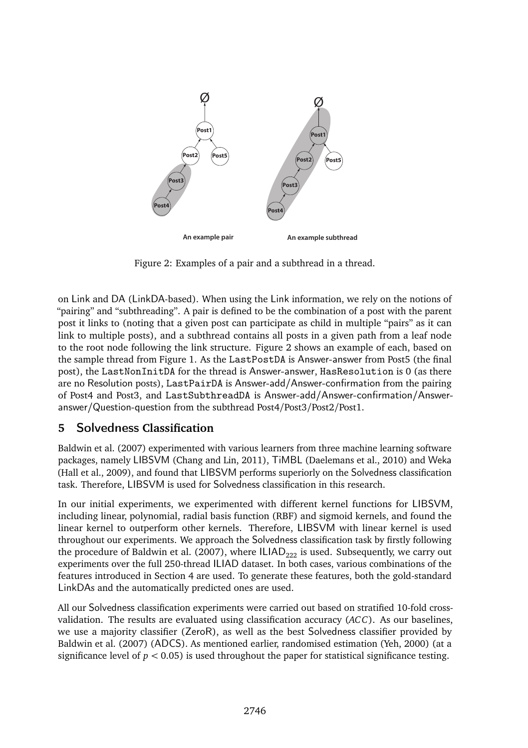Figure 2: Examples of a pair and a subthread in a thread.

on Link and DA (LinkDA-based). When using the Link information, we rely on the notions of "pairing" and "subthreading". A pair is defined to be the combination of a post with the parent post it links to (noting that a given post can participate as child in multiple "pairs" as it can link to multiple posts), and a subthread contains all posts in a given path from a leaf node to the root node following the link structure. Figure 2 shows an example of each, based on the sample thread from Figure 1. As the `LastPostDA` is Answer-answer from Post5 (the final post), the `LastNonInitDA` for the thread is Answer-answer, `HasResolution` is 0 (as there are no Resolution posts), `LastPairDA` is Answer-add/Answer-confirmation from the pairing of Post4 and Post3, and `LastSubthreadDA` is Answer-add/Answer-confirmation/Answer-answer/Question-question from the subthread Post4/Post3/Post2/Post1.

## 5 Solvedness Classification

Baldwin et al. (2007) experimented with various learners from three machine learning software packages, namely LIBSVM (Chang and Lin, 2011), TiMBL (Daelemans et al., 2010) and Weka (Hall et al., 2009), and found that LIBSVM performs superiorly on the Solvedness classification task. Therefore, LIBSVM is used for Solvedness classification in this research.

In our initial experiments, we experimented with different kernel functions for LIBSVM, including linear, polynomial, radial basis function (RBF) and sigmoid kernels, and found the linear kernel to outperform other kernels. Therefore, LIBSVM with linear kernel is used throughout our experiments. We approach the Solvedness classification task by firstly following the procedure of Baldwin et al. (2007), where $\text{ILIAD}_{222}$ is used. Subsequently, we carry out experiments over the full 250-thread ILIAD dataset. In both cases, various combinations of the features introduced in Section 4 are used. To generate these features, both the gold-standard LinkDAs and the automatically predicted ones are used.

All our Solvedness classification experiments were carried out based on stratified 10-fold cross-validation. The results are evaluated using classification accuracy ($ACC$). As our baselines, we use a majority classifier (ZeroR), as well as the best Solvedness classifier provided by Baldwin et al. (2007) (ADCS). As mentioned earlier, randomised estimation (Yeh, 2000) (at a significance level of $p < 0.05$) is used throughout the paper for statistical significance testing.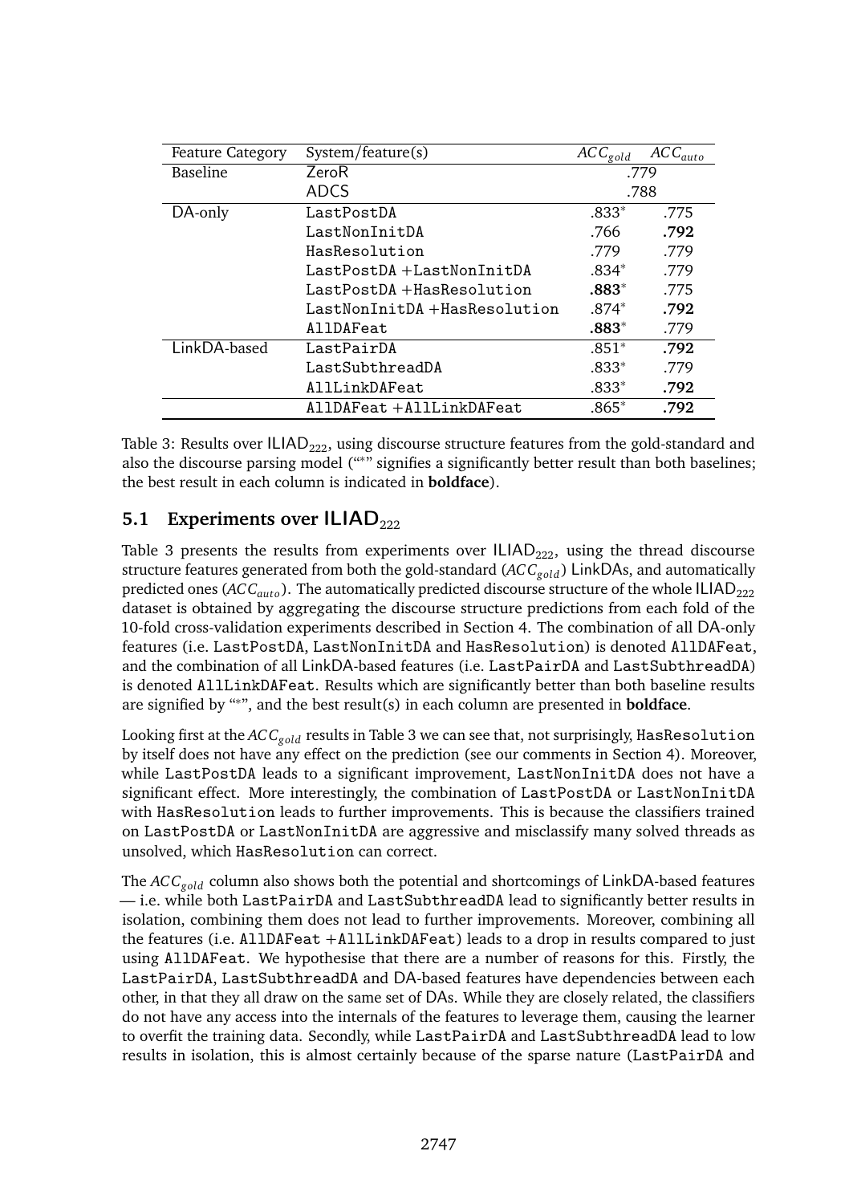| Feature Category | System/feature(s) | $ACC_{gold}$ | $ACC_{auto}$ |
|---|---|---|---|
| Baseline | ZeroR | .779 | |
| | ADCS | .788 | |
| DA-only | LastPostDA | .833* | .775 |
| | LastNonInitDA | .766 | **.792** |
| | HasResolution | .779 | .779 |
| | LastPostDA +LastNonInitDA | .834* | .779 |
| | LastPostDA +HasResolution | **.883*** | .775 |
| | LastNonInitDA +HasResolution | .874* | **.792** |
| | AllDAFeat | **.883*** | .779 |
| LinkDA-based | LastPairDA | .851* | **.792** |
| | LastSubthreadDA | .833* | .779 |
| | AllLinkDAFeat | .833* | **.792** |
| | AllDAFeat +AllLinkDAFeat | .865* | **.792** |

Table 3: Results over $\text{ILIAD}_{222}$, using discourse structure features from the gold-standard and also the discourse parsing model ("*" signifies a significantly better result than both baselines; the best result in each column is indicated in **boldface**).

## 5.1 Experiments over $\text{ILIAD}_{222}$

Table 3 presents the results from experiments over $\text{ILIAD}_{222}$, using the thread discourse structure features generated from both the gold-standard ($ACC_{gold}$) LinkDAs, and automatically predicted ones ($ACC_{auto}$). The automatically predicted discourse structure of the whole $\text{ILIAD}_{222}$ dataset is obtained by aggregating the discourse structure predictions from each fold of the 10-fold cross-validation experiments described in Section 4. The combination of all DA-only features (i.e. LastPostDA, LastNonInitDA and HasResolution) is denoted AllDAFeat, and the combination of all LinkDA-based features (i.e. LastPairDA and LastSubthreadDA) is denoted AllLinkDAFeat. Results which are significantly better than both baseline results are signified by "*", and the best result(s) in each column are presented in **boldface**.

Looking first at the $ACC_{gold}$ results in Table 3 we can see that, not surprisingly, HasResolution by itself does not have any effect on the prediction (see our comments in Section 4). Moreover, while LastPostDA leads to a significant improvement, LastNonInitDA does not have a significant effect. More interestingly, the combination of LastPostDA or LastNonInitDA with HasResolution leads to further improvements. This is because the classifiers trained on LastPostDA or LastNonInitDA are aggressive and misclassify many solved threads as unsolved, which HasResolution can correct.

The $ACC_{gold}$ column also shows both the potential and shortcomings of LinkDA-based features — i.e. while both LastPairDA and LastSubthreadDA lead to significantly better results in isolation, combining them does not lead to further improvements. Moreover, combining all the features (i.e. AllDAFeat +AllLinkDAFeat) leads to a drop in results compared to just using AllDAFeat. We hypothesise that there are a number of reasons for this. Firstly, the LastPairDA, LastSubthreadDA and DA-based features have dependencies between each other, in that they all draw on the same set of DAs. While they are closely related, the classifiers do not have any access into the internals of the features to leverage them, causing the learner to overfit the training data. Secondly, while LastPairDA and LastSubthreadDA lead to low results in isolation, this is almost certainly because of the sparse nature (LastPairDA and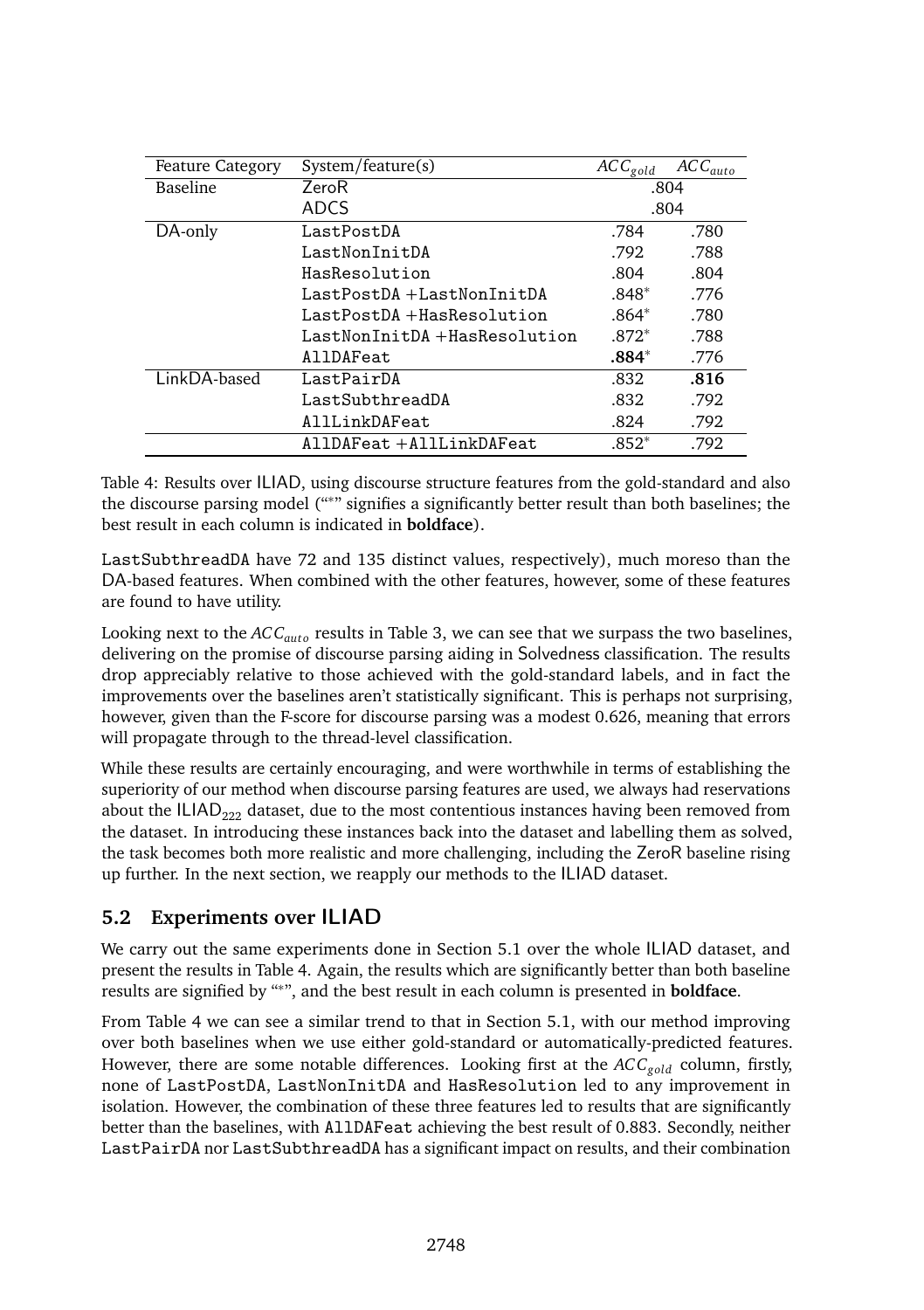| Feature Category | System/feature(s) | $ACC_{gold}$ | $ACC_{auto}$ |
|---|---|---|---|
| Baseline | ZeroR | .804 | |
| | ADCS | .804 | |
| DA-only | LastPostDA | .784 | .780 |
| | LastNonInitDA | .792 | .788 |
| | HasResolution | .804 | .804 |
| | LastPostDA +LastNonInitDA | .848* | .776 |
| | LastPostDA +HasResolution | .864* | .780 |
| | LastNonInitDA +HasResolution | .872* | .788 |
| | AllDAFeat | **.884*** | .776 |
| LinkDA-based | LastPairDA | .832 | **.816** |
| | LastSubthreadDA | .832 | .792 |
| | AllLinkDAFeat | .824 | .792 |
| | AllDAFeat +AllLinkDAFeat | .852* | .792 |

Table 4: Results over ILIAD, using discourse structure features from the gold-standard and also the discourse parsing model ("*" signifies a significantly better result than both baselines; the best result in each column is indicated in **boldface**).

LastSubthreadDA have 72 and 135 distinct values, respectively), much moreso than the DA-based features. When combined with the other features, however, some of these features are found to have utility.

Looking next to the $ACC_{auto}$ results in Table 3, we can see that we surpass the two baselines, delivering on the promise of discourse parsing aiding in Solvedness classification. The results drop appreciably relative to those achieved with the gold-standard labels, and in fact the improvements over the baselines aren't statistically significant. This is perhaps not surprising, however, given than the F-score for discourse parsing was a modest 0.626, meaning that errors will propagate through to the thread-level classification.

While these results are certainly encouraging, and were worthwhile in terms of establishing the superiority of our method when discourse parsing features are used, we always had reservations about the $\text{ILIAD}_{222}$ dataset, due to the most contentious instances having been removed from the dataset. In introducing these instances back into the dataset and labelling them as solved, the task becomes both more realistic and more challenging, including the ZeroR baseline rising up further. In the next section, we reapply our methods to the ILIAD dataset.

## 5.2 Experiments over ILIAD

We carry out the same experiments done in Section 5.1 over the whole ILIAD dataset, and present the results in Table 4. Again, the results which are significantly better than both baseline results are signified by "*", and the best result in each column is presented in **boldface**.

From Table 4 we can see a similar trend to that in Section 5.1, with our method improving over both baselines when we use either gold-standard or automatically-predicted features. However, there are some notable differences. Looking first at the $ACC_{gold}$ column, firstly, none of LastPostDA, LastNonInitDA and HasResolution led to any improvement in isolation. However, the combination of these three features led to results that are significantly better than the baselines, with AllDAFeat achieving the best result of 0.883. Secondly, neither LastPairDA nor LastSubthreadDA has a significant impact on results, and their combination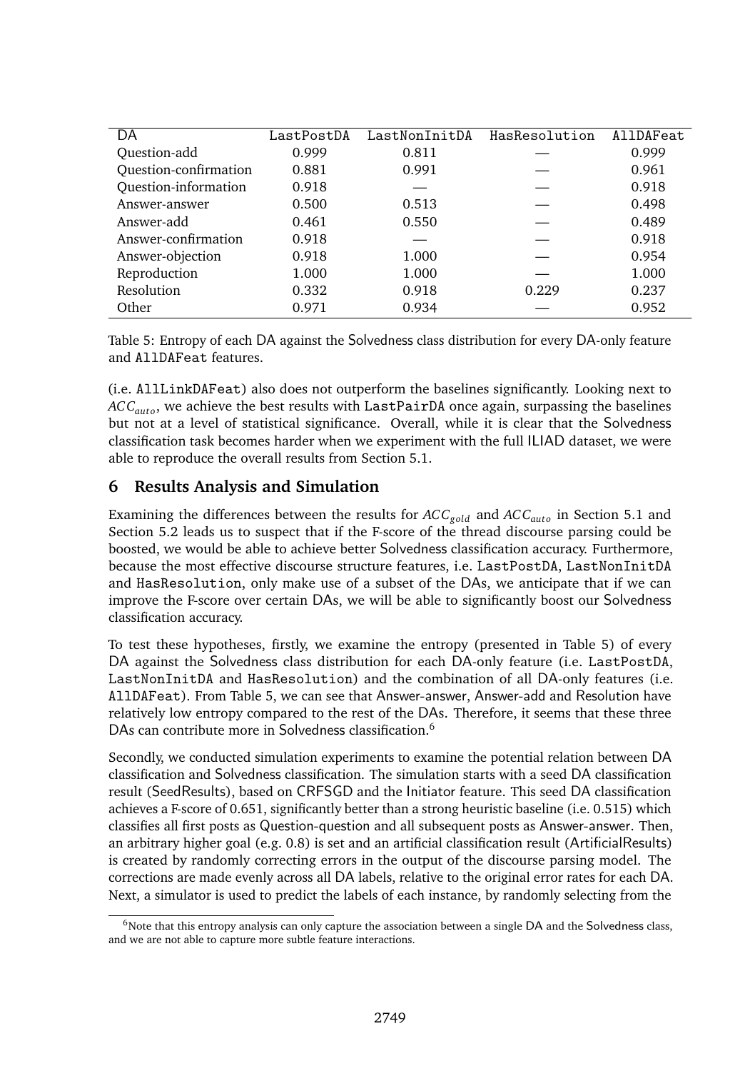| DA | LastPostDA | LastNonInitDA | HasResolution | AllDAFeat |
|---|---|---|---|---|
| Question-add | 0.999 | 0.811 | — | 0.999 |
| Question-confirmation | 0.881 | 0.991 | — | 0.961 |
| Question-information | 0.918 | — | — | 0.918 |
| Answer-answer | 0.500 | 0.513 | — | 0.498 |
| Answer-add | 0.461 | 0.550 | — | 0.489 |
| Answer-confirmation | 0.918 | — | — | 0.918 |
| Answer-objection | 0.918 | 1.000 | — | 0.954 |
| Reproduction | 1.000 | 1.000 | — | 1.000 |
| Resolution | 0.332 | 0.918 | 0.229 | 0.237 |
| Other | 0.971 | 0.934 | — | 0.952 |

Table 5: Entropy of each DA against the Solvedness class distribution for every DA-only feature and AllDAFeat features.

(i.e. AllLinkDAFeat) also does not outperform the baselines significantly. Looking next to $ACC_{auto}$, we achieve the best results with LastPairDA once again, surpassing the baselines but not at a level of statistical significance. Overall, while it is clear that the Solvedness classification task becomes harder when we experiment with the full ILIAD dataset, we were able to reproduce the overall results from Section 5.1.

## 6 Results Analysis and Simulation

Examining the differences between the results for $ACC_{gold}$ and $ACC_{auto}$ in Section 5.1 and Section 5.2 leads us to suspect that if the F-score of the thread discourse parsing could be boosted, we would be able to achieve better Solvedness classification accuracy. Furthermore, because the most effective discourse structure features, i.e. LastPostDA, LastNonInitDA and HasResolution, only make use of a subset of the DAs, we anticipate that if we can improve the F-score over certain DAs, we will be able to significantly boost our Solvedness classification accuracy.

To test these hypotheses, firstly, we examine the entropy (presented in Table 5) of every DA against the Solvedness class distribution for each DA-only feature (i.e. LastPostDA, LastNonInitDA and HasResolution) and the combination of all DA-only features (i.e. AllDAFeat). From Table 5, we can see that Answer-answer, Answer-add and Resolution have relatively low entropy compared to the rest of the DAs. Therefore, it seems that these three DAs can contribute more in Solvedness classification.[6]

Secondly, we conducted simulation experiments to examine the potential relation between DA classification and Solvedness classification. The simulation starts with a seed DA classification result (SeedResults), based on CRFSGD and the Initiator feature. This seed DA classification achieves a F-score of 0.651, significantly better than a strong heuristic baseline (i.e. 0.515) which classifies all first posts as Question-question and all subsequent posts as Answer-answer. Then, an arbitrary higher goal (e.g. 0.8) is set and an artificial classification result (ArtificialResults) is created by randomly correcting errors in the output of the discourse parsing model. The corrections are made evenly across all DA labels, relative to the original error rates for each DA. Next, a simulator is used to predict the labels of each instance, by randomly selecting from the

[6] Note that this entropy analysis can only capture the association between a single DA and the Solvedness class, and we are not able to capture more subtle feature interactions.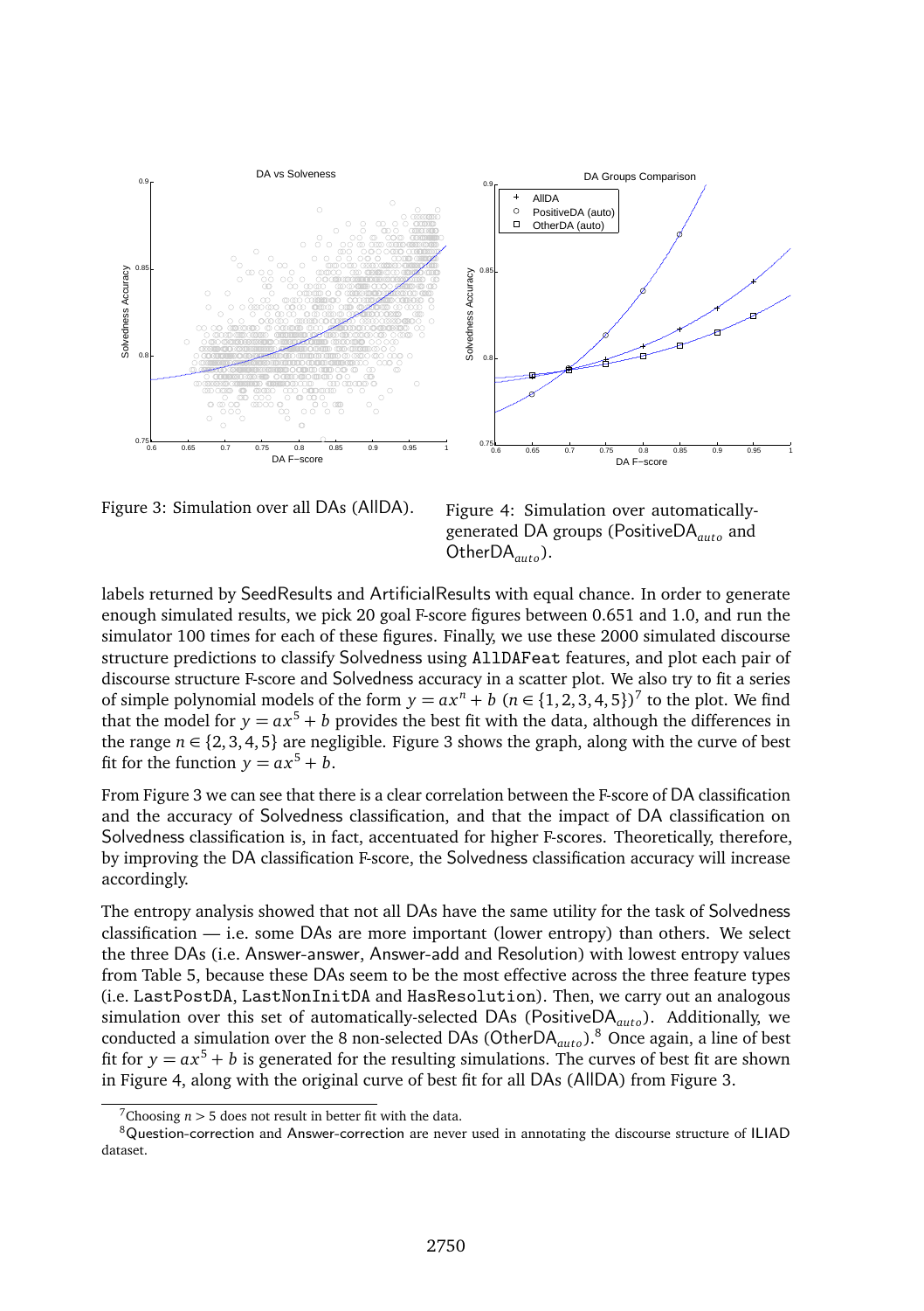Figure 3: Simulation over all DAs (AllDA).

Figure 4: Simulation over automatically-generated DA groups (PositiveDA$_{auto}$ and OtherDA$_{auto}$).

labels returned by SeedResults and ArtificialResults with equal chance. In order to generate enough simulated results, we pick 20 goal F-score figures between 0.651 and 1.0, and run the simulator 100 times for each of these figures. Finally, we use these 2000 simulated discourse structure predictions to classify Solvedness using `AllDAFeat` features, and plot each pair of discourse structure F-score and Solvedness accuracy in a scatter plot. We also try to fit a series of simple polynomial models of the form $y = ax^n + b$ ($n \in \{1, 2, 3, 4, 5\}$)[7] to the plot. We find that the model for $y = ax^5 + b$ provides the best fit with the data, although the differences in the range $n \in \{2, 3, 4, 5\}$ are negligible. Figure 3 shows the graph, along with the curve of best fit for the function $y = ax^5 + b$.

From Figure 3 we can see that there is a clear correlation between the F-score of DA classification and the accuracy of Solvedness classification, and that the impact of DA classification on Solvedness classification is, in fact, accentuated for higher F-scores. Theoretically, therefore, by improving the DA classification F-score, the Solvedness classification accuracy will increase accordingly.

The entropy analysis showed that not all DAs have the same utility for the task of Solvedness classification — i.e. some DAs are more important (lower entropy) than others. We select the three DAs (i.e. Answer-answer, Answer-add and Resolution) with lowest entropy values from Table 5, because these DAs seem to be the most effective across the three feature types (i.e. `LastPostDA`, `LastNonInitDA` and `HasResolution`). Then, we carry out an analogous simulation over this set of automatically-selected DAs (PositiveDA$_{auto}$). Additionally, we conducted a simulation over the 8 non-selected DAs (OtherDA$_{auto}$).[8] Once again, a line of best fit for $y = ax^5 + b$ is generated for the resulting simulations. The curves of best fit are shown in Figure 4, along with the original curve of best fit for all DAs (AllDA) from Figure 3.

[7] Choosing $n > 5$ does not result in better fit with the data.

[8] Question-correction and Answer-correction are never used in annotating the discourse structure of ILIAD dataset.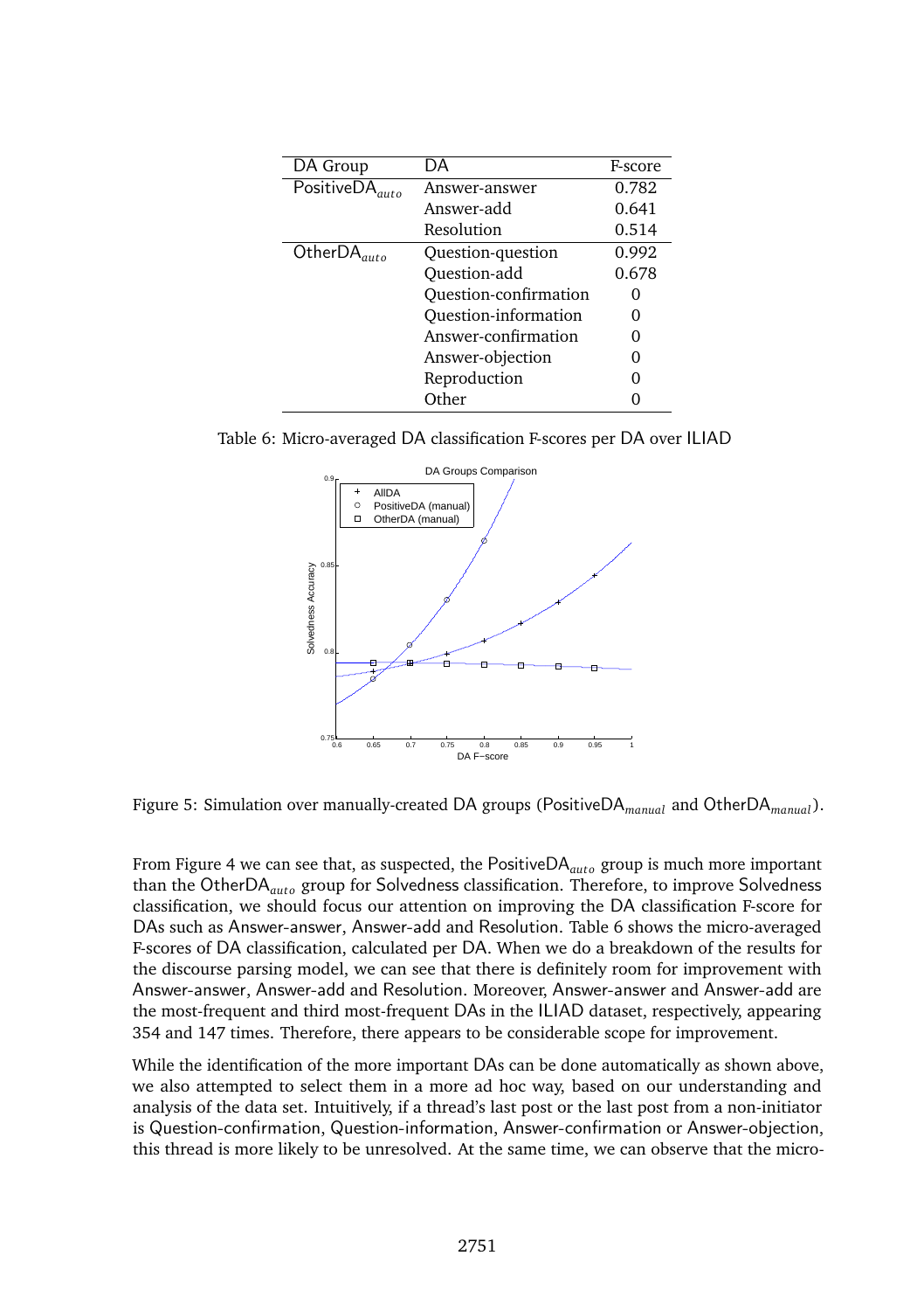| DA Group | DA | F-score |
|---|---|---|
| PositiveDA$_{auto}$ | Answer-answer | 0.782 |
| | Answer-add | 0.641 |
| | Resolution | 0.514 |
| OtherDA$_{auto}$ | Question-question | 0.992 |
| | Question-add | 0.678 |
| | Question-confirmation | 0 |
| | Question-information | 0 |
| | Answer-confirmation | 0 |
| | Answer-objection | 0 |
| | Reproduction | 0 |
| | Other | 0 |

Table 6: Micro-averaged DA classification F-scores per DA over ILIAD

Figure 5: Simulation over manually-created DA groups (PositiveDA$_{manual}$ and OtherDA$_{manual}$).

From Figure 4 we can see that, as suspected, the PositiveDA$_{auto}$ group is much more important than the OtherDA$_{auto}$ group for Solvedness classification. Therefore, to improve Solvedness classification, we should focus our attention on improving the DA classification F-score for DAs such as Answer-answer, Answer-add and Resolution. Table 6 shows the micro-averaged F-scores of DA classification, calculated per DA. When we do a breakdown of the results for the discourse parsing model, we can see that there is definitely room for improvement with Answer-answer, Answer-add and Resolution. Moreover, Answer-answer and Answer-add are the most-frequent and third most-frequent DAs in the ILIAD dataset, respectively, appearing 354 and 147 times. Therefore, there appears to be considerable scope for improvement.

While the identification of the more important DAs can be done automatically as shown above, we also attempted to select them in a more ad hoc way, based on our understanding and analysis of the data set. Intuitively, if a thread's last post or the last post from a non-initiator is Question-confirmation, Question-information, Answer-confirmation or Answer-objection, this thread is more likely to be unresolved. At the same time, we can observe that the micro-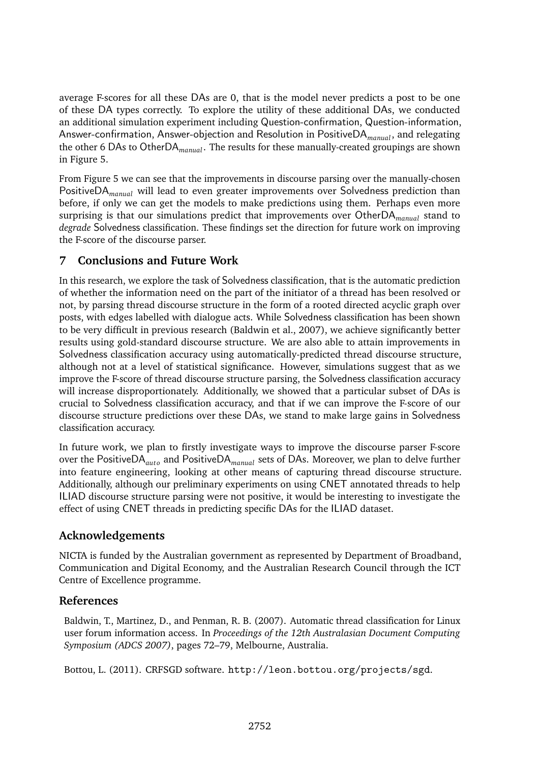average F-scores for all these DAs are 0, that is the model never predicts a post to be one of these DA types correctly. To explore the utility of these additional DAs, we conducted an additional simulation experiment including Question-confirmation, Question-information, Answer-confirmation, Answer-objection and Resolution in PositiveDA$_{manual}$, and relegating the other 6 DAs to OtherDA$_{manual}$. The results for these manually-created groupings are shown in Figure 5.

From Figure 5 we can see that the improvements in discourse parsing over the manually-chosen PositiveDA$_{manual}$ will lead to even greater improvements over Solvedness prediction than before, if only we can get the models to make predictions using them. Perhaps even more surprising is that our simulations predict that improvements over OtherDA$_{manual}$ stand to *degrade* Solvedness classification. These findings set the direction for future work on improving the F-score of the discourse parser.

## 7 Conclusions and Future Work

In this research, we explore the task of Solvedness classification, that is the automatic prediction of whether the information need on the part of the initiator of a thread has been resolved or not, by parsing thread discourse structure in the form of a rooted directed acyclic graph over posts, with edges labelled with dialogue acts. While Solvedness classification has been shown to be very difficult in previous research (Baldwin et al., 2007), we achieve significantly better results using gold-standard discourse structure. We are also able to attain improvements in Solvedness classification accuracy using automatically-predicted thread discourse structure, although not at a level of statistical significance. However, simulations suggest that as we improve the F-score of thread discourse structure parsing, the Solvedness classification accuracy will increase disproportionately. Additionally, we showed that a particular subset of DAs is crucial to Solvedness classification accuracy, and that if we can improve the F-score of our discourse structure predictions over these DAs, we stand to make large gains in Solvedness classification accuracy.

In future work, we plan to firstly investigate ways to improve the discourse parser F-score over the PositiveDA$_{auto}$ and PositiveDA$_{manual}$ sets of DAs. Moreover, we plan to delve further into feature engineering, looking at other means of capturing thread discourse structure. Additionally, although our preliminary experiments on using CNET annotated threads to help ILIAD discourse structure parsing were not positive, it would be interesting to investigate the effect of using CNET threads in predicting specific DAs for the ILIAD dataset.

## Acknowledgements

NICTA is funded by the Australian government as represented by Department of Broadband, Communication and Digital Economy, and the Australian Research Council through the ICT Centre of Excellence programme.

## References

Baldwin, T., Martinez, D., and Penman, R. B. (2007). Automatic thread classification for Linux user forum information access. In *Proceedings of the 12th Australasian Document Computing Symposium (ADCS 2007)*, pages 72–79, Melbourne, Australia.

Bottou, L. (2011). CRFSGD software. http://leon.bottou.org/projects/sgd.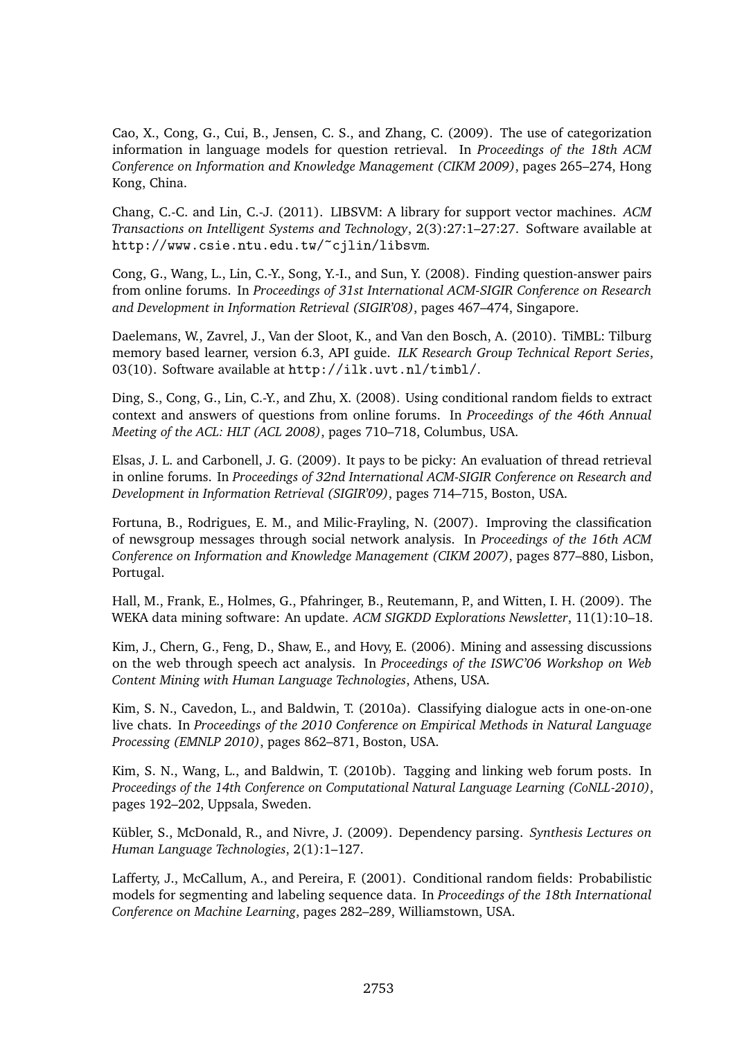Cao, X., Cong, G., Cui, B., Jensen, C. S., and Zhang, C. (2009). The use of categorization information in language models for question retrieval. In *Proceedings of the 18th ACM Conference on Information and Knowledge Management (CIKM 2009)*, pages 265–274, Hong Kong, China.

Chang, C.-C. and Lin, C.-J. (2011). LIBSVM: A library for support vector machines. *ACM Transactions on Intelligent Systems and Technology*, 2(3):27:1–27:27. Software available at http://www.csie.ntu.edu.tw/~cjlin/libsvm.

Cong, G., Wang, L., Lin, C.-Y., Song, Y.-I., and Sun, Y. (2008). Finding question-answer pairs from online forums. In *Proceedings of 31st International ACM-SIGIR Conference on Research and Development in Information Retrieval (SIGIR'08)*, pages 467–474, Singapore.

Daelemans, W., Zavrel, J., Van der Sloot, K., and Van den Bosch, A. (2010). TiMBL: Tilburg memory based learner, version 6.3, API guide. *ILK Research Group Technical Report Series*, 03(10). Software available at http://ilk.uvt.nl/timbl/.

Ding, S., Cong, G., Lin, C.-Y., and Zhu, X. (2008). Using conditional random fields to extract context and answers of questions from online forums. In *Proceedings of the 46th Annual Meeting of the ACL: HLT (ACL 2008)*, pages 710–718, Columbus, USA.

Elsas, J. L. and Carbonell, J. G. (2009). It pays to be picky: An evaluation of thread retrieval in online forums. In *Proceedings of 32nd International ACM-SIGIR Conference on Research and Development in Information Retrieval (SIGIR'09)*, pages 714–715, Boston, USA.

Fortuna, B., Rodrigues, E. M., and Milic-Frayling, N. (2007). Improving the classification of newsgroup messages through social network analysis. In *Proceedings of the 16th ACM Conference on Information and Knowledge Management (CIKM 2007)*, pages 877–880, Lisbon, Portugal.

Hall, M., Frank, E., Holmes, G., Pfahringer, B., Reutemann, P., and Witten, I. H. (2009). The WEKA data mining software: An update. *ACM SIGKDD Explorations Newsletter*, 11(1):10–18.

Kim, J., Chern, G., Feng, D., Shaw, E., and Hovy, E. (2006). Mining and assessing discussions on the web through speech act analysis. In *Proceedings of the ISWC'06 Workshop on Web Content Mining with Human Language Technologies*, Athens, USA.

Kim, S. N., Cavedon, L., and Baldwin, T. (2010a). Classifying dialogue acts in one-on-one live chats. In *Proceedings of the 2010 Conference on Empirical Methods in Natural Language Processing (EMNLP 2010)*, pages 862–871, Boston, USA.

Kim, S. N., Wang, L., and Baldwin, T. (2010b). Tagging and linking web forum posts. In *Proceedings of the 14th Conference on Computational Natural Language Learning (CoNLL-2010)*, pages 192–202, Uppsala, Sweden.

Kübler, S., McDonald, R., and Nivre, J. (2009). Dependency parsing. *Synthesis Lectures on Human Language Technologies*, 2(1):1–127.

Lafferty, J., McCallum, A., and Pereira, F. (2001). Conditional random fields: Probabilistic models for segmenting and labeling sequence data. In *Proceedings of the 18th International Conference on Machine Learning*, pages 282–289, Williamstown, USA.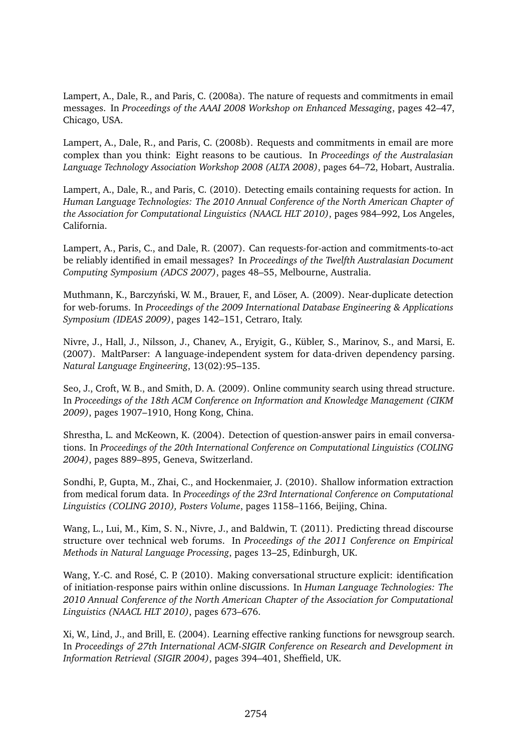Lampert, A., Dale, R., and Paris, C. (2008a). The nature of requests and commitments in email messages. In *Proceedings of the AAAI 2008 Workshop on Enhanced Messaging*, pages 42–47, Chicago, USA.

Lampert, A., Dale, R., and Paris, C. (2008b). Requests and commitments in email are more complex than you think: Eight reasons to be cautious. In *Proceedings of the Australasian Language Technology Association Workshop 2008 (ALTA 2008)*, pages 64–72, Hobart, Australia.

Lampert, A., Dale, R., and Paris, C. (2010). Detecting emails containing requests for action. In *Human Language Technologies: The 2010 Annual Conference of the North American Chapter of the Association for Computational Linguistics (NAACL HLT 2010)*, pages 984–992, Los Angeles, California.

Lampert, A., Paris, C., and Dale, R. (2007). Can requests-for-action and commitments-to-act be reliably identified in email messages? In *Proceedings of the Twelfth Australasian Document Computing Symposium (ADCS 2007)*, pages 48–55, Melbourne, Australia.

Muthmann, K., Barczyński, W. M., Brauer, F., and Löser, A. (2009). Near-duplicate detection for web-forums. In *Proceedings of the 2009 International Database Engineering & Applications Symposium (IDEAS 2009)*, pages 142–151, Cetraro, Italy.

Nivre, J., Hall, J., Nilsson, J., Chanev, A., Eryigit, G., Kübler, S., Marinov, S., and Marsi, E. (2007). MaltParser: A language-independent system for data-driven dependency parsing. *Natural Language Engineering*, 13(02):95–135.

Seo, J., Croft, W. B., and Smith, D. A. (2009). Online community search using thread structure. In *Proceedings of the 18th ACM Conference on Information and Knowledge Management (CIKM 2009)*, pages 1907–1910, Hong Kong, China.

Shrestha, L. and McKeown, K. (2004). Detection of question-answer pairs in email conversations. In *Proceedings of the 20th International Conference on Computational Linguistics (COLING 2004)*, pages 889–895, Geneva, Switzerland.

Sondhi, P., Gupta, M., Zhai, C., and Hockenmaier, J. (2010). Shallow information extraction from medical forum data. In *Proceedings of the 23rd International Conference on Computational Linguistics (COLING 2010), Posters Volume*, pages 1158–1166, Beijing, China.

Wang, L., Lui, M., Kim, S. N., Nivre, J., and Baldwin, T. (2011). Predicting thread discourse structure over technical web forums. In *Proceedings of the 2011 Conference on Empirical Methods in Natural Language Processing*, pages 13–25, Edinburgh, UK.

Wang, Y.-C. and Rosé, C. P. (2010). Making conversational structure explicit: identification of initiation-response pairs within online discussions. In *Human Language Technologies: The 2010 Annual Conference of the North American Chapter of the Association for Computational Linguistics (NAACL HLT 2010)*, pages 673–676.

Xi, W., Lind, J., and Brill, E. (2004). Learning effective ranking functions for newsgroup search. In *Proceedings of 27th International ACM-SIGIR Conference on Research and Development in Information Retrieval (SIGIR 2004)*, pages 394–401, Sheffield, UK.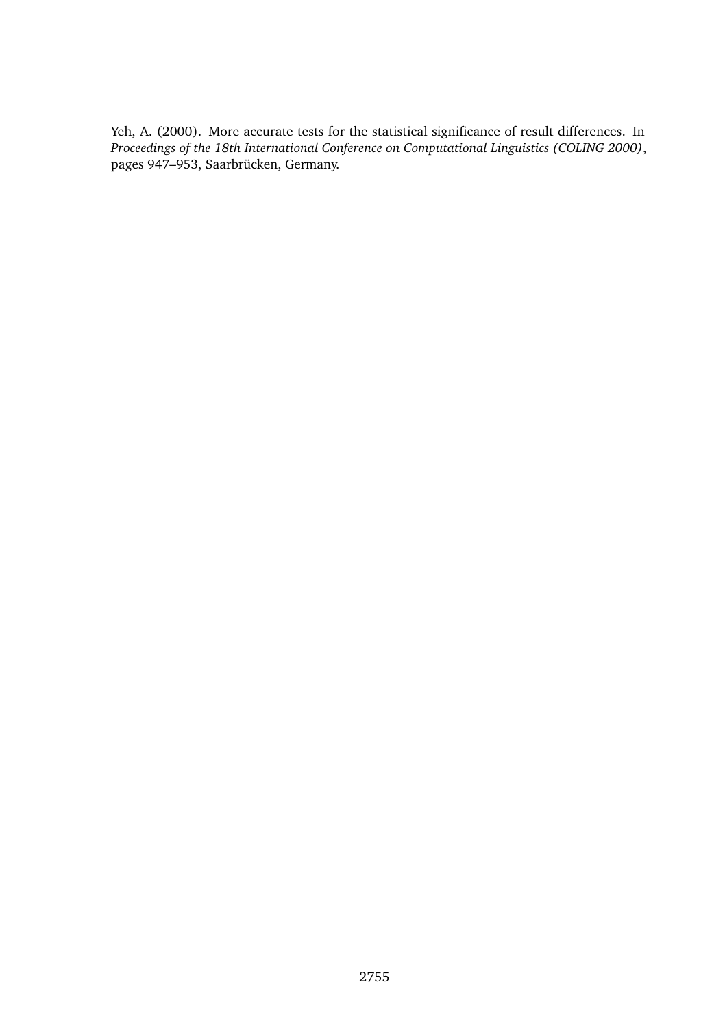Yeh, A. (2000). More accurate tests for the statistical significance of result differences. In *Proceedings of the 18th International Conference on Computational Linguistics (COLING 2000)*, pages 947–953, Saarbrücken, Germany.